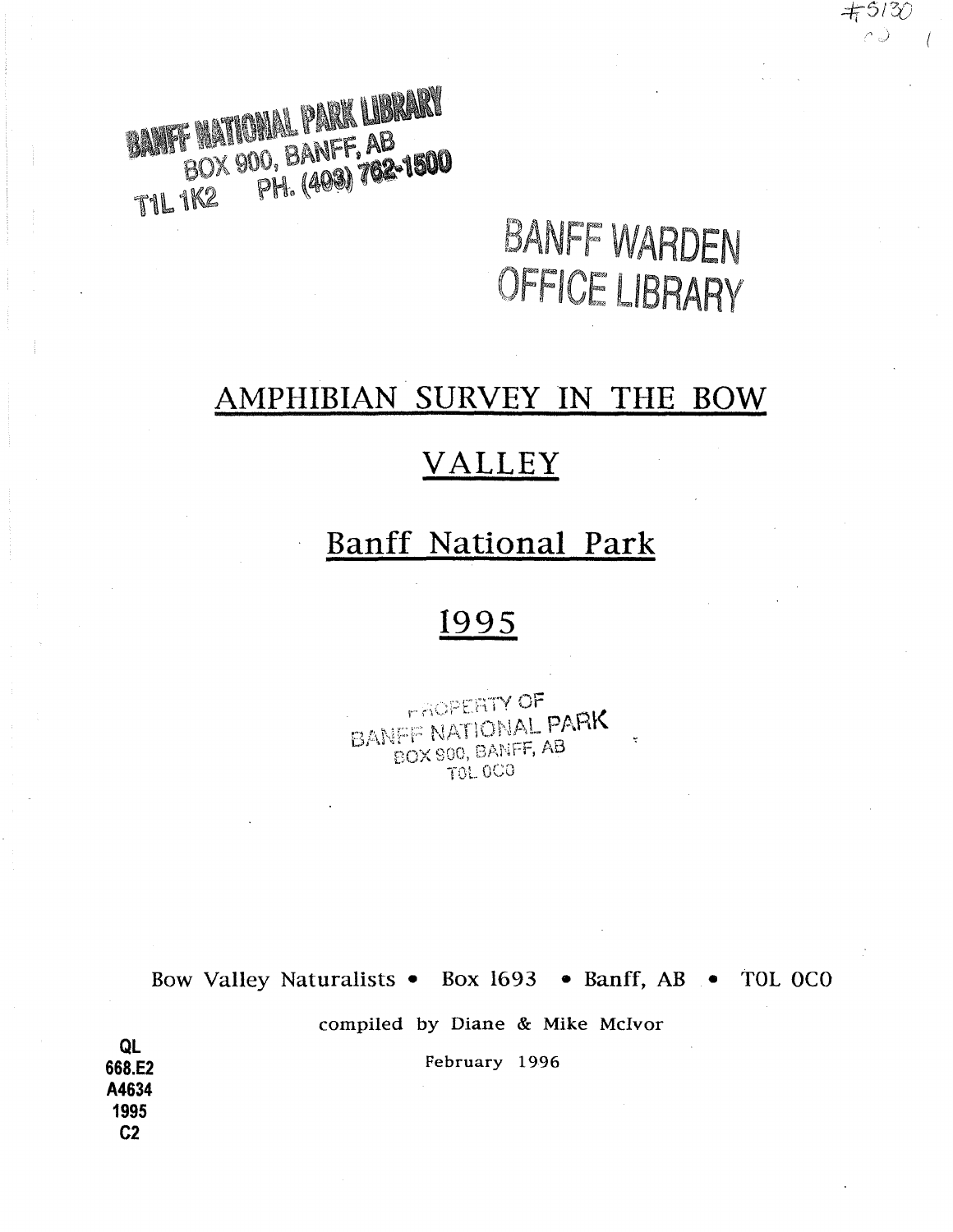#5130

BANFF NATIONAL PARK LIBRARY
BOX 900, BANFF, AB
T1L 1K2 PH. (403) 762-1500

BANFF WARDEN
OFFICE LIBRARY

# AMPHIBIAN SURVEY IN THE BOW VALLEY

## Banff National Park

## 1995

PROPERTY OF
BANFF NATIONAL PARK
BOX 900, BANFF, AB
T0L 0C0

Bow Valley Naturalists • Box 1693 • Banff, AB • T0L 0C0

compiled by Diane & Mike McIvor

February 1996

QL
668.E2
A4634
1995
C2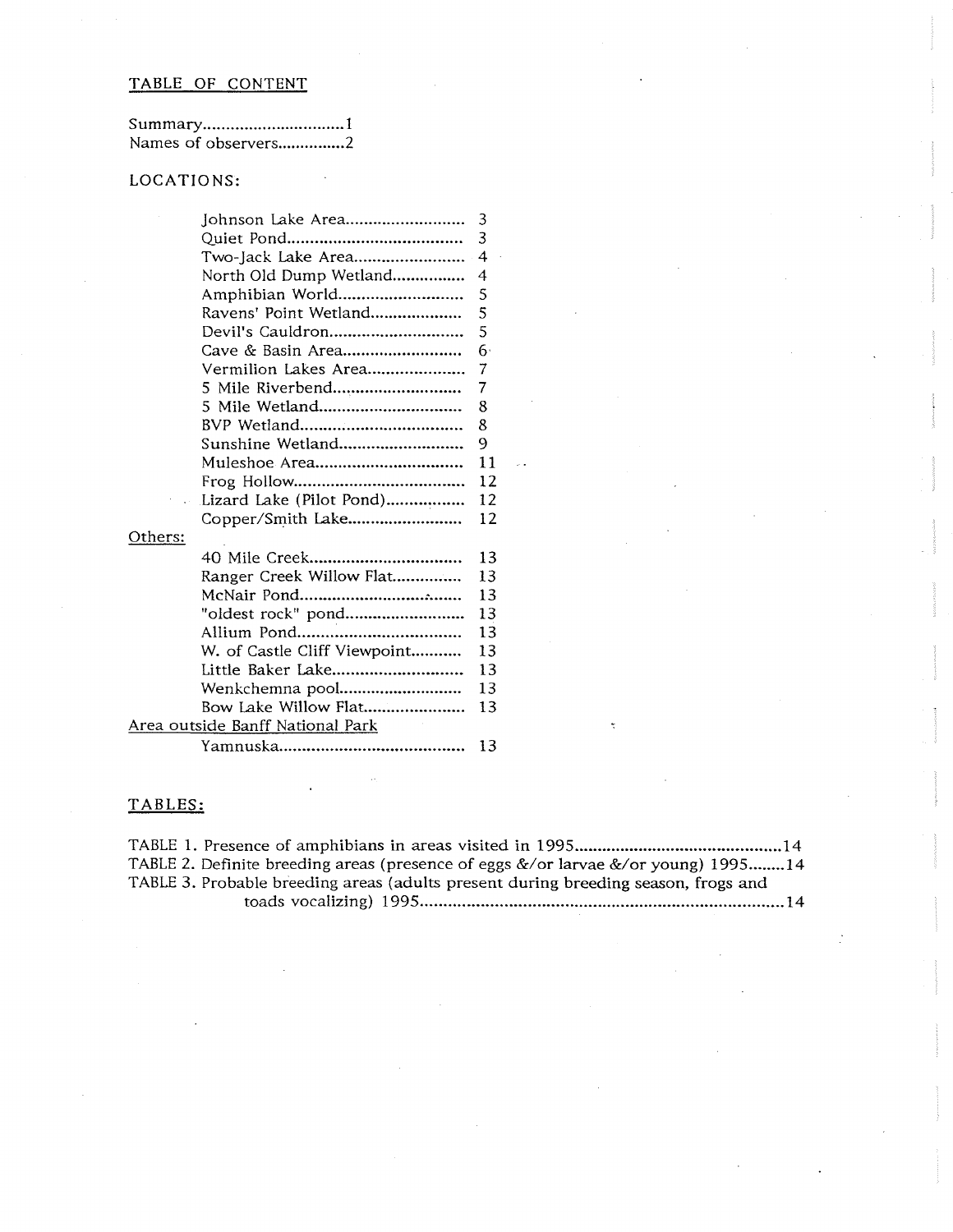## TABLE OF CONTENT

Summary..............................1
Names of observers...............2

### LOCATIONS:

- Johnson Lake Area.......................... 3
- Quiet Pond...................................... 3
- Two-Jack Lake Area......................... 4
- North Old Dump Wetland................ 4
- Amphibian World............................ 5
- Ravens' Point Wetland.................... 5
- Devil's Cauldron............................. 5
- Cave & Basin Area.......................... 6
- Vermilion Lakes Area...................... 7
- 5 Mile Riverbend............................ 7
- 5 Mile Wetland............................... 8
- BVP Wetland................................... 8
- Sunshine Wetland........................... 9
- Muleshoe Area................................ 11
- Frog Hollow.................................... 12
- Lizard Lake (Pilot Pond)................. 12
- Copper/Smith Lake......................... 12

Others:

- 40 Mile Creek................................. 13
- Ranger Creek Willow Flat............... 13
- McNair Pond................................... 13
- "oldest rock" pond.......................... 13
- Allium Pond.................................... 13
- W. of Castle Cliff Viewpoint........... 13
- Little Baker Lake............................ 13
- Wenkchemna pool.......................... 13
- Bow Lake Willow Flat...................... 13

Area outside Banff National Park

- Yamnuska........................................ 13

### TABLES:

TABLE 1. Presence of amphibians in areas visited in 1995............................................14
TABLE 2. Definite breeding areas (presence of eggs &/or larvae &/or young) 1995........14
TABLE 3. Probable breeding areas (adults present during breeding season, frogs and toads vocalizing) 1995............................................................................14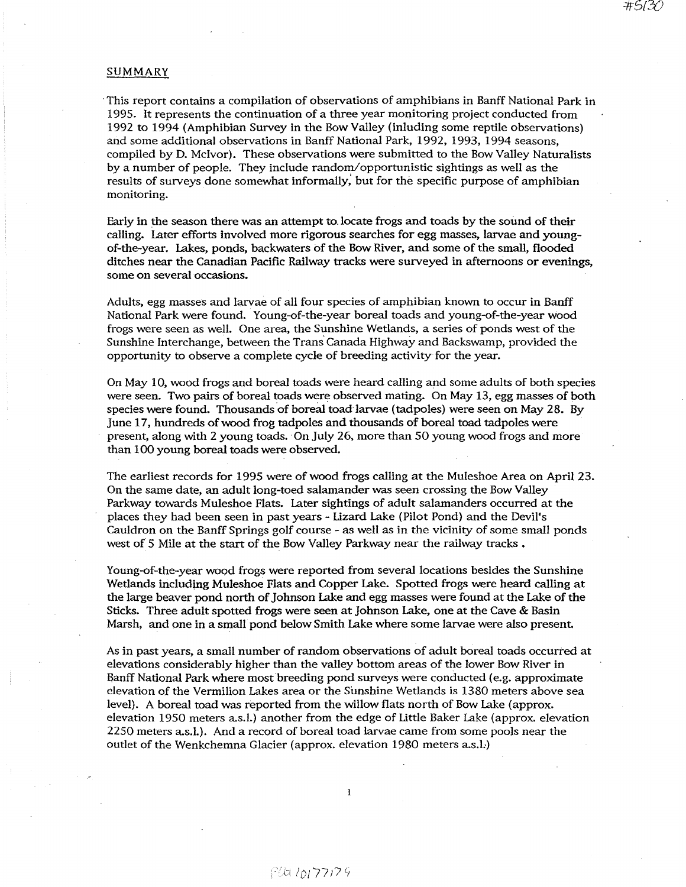## SUMMARY

This report contains a compilation of observations of amphibians in Banff National Park in 1995. It represents the continuation of a three year monitoring project conducted from 1992 to 1994 (Amphibian Survey in the Bow Valley (inluding some reptile observations) and some additional observations in Banff National Park, 1992, 1993, 1994 seasons, compiled by D. McIvor). These observations were submitted to the Bow Valley Naturalists by a number of people. They include random/opportunistic sightings as well as the results of surveys done somewhat informally, but for the specific purpose of amphibian monitoring.

Early in the season there was an attempt to locate frogs and toads by the sound of their calling. Later efforts involved more rigorous searches for egg masses, larvae and young-of-the-year. Lakes, ponds, backwaters of the Bow River, and some of the small, flooded ditches near the Canadian Pacific Railway tracks were surveyed in afternoons or evenings, some on several occasions.

Adults, egg masses and larvae of all four species of amphibian known to occur in Banff National Park were found. Young-of-the-year boreal toads and young-of-the-year wood frogs were seen as well. One area, the Sunshine Wetlands, a series of ponds west of the Sunshine Interchange, between the Trans Canada Highway and Backswamp, provided the opportunity to observe a complete cycle of breeding activity for the year.

On May 10, wood frogs and boreal toads were heard calling and some adults of both species were seen. Two pairs of boreal toads were observed mating. On May 13, egg masses of both species were found. Thousands of boreal toad larvae (tadpoles) were seen on May 28. By June 17, hundreds of wood frog tadpoles and thousands of boreal toad tadpoles were present, along with 2 young toads. On July 26, more than 50 young wood frogs and more than 100 young boreal toads were observed.

The earliest records for 1995 were of wood frogs calling at the Muleshoe Area on April 23. On the same date, an adult long-toed salamander was seen crossing the Bow Valley Parkway towards Muleshoe Flats. Later sightings of adult salamanders occurred at the places they had been seen in past years - Lizard Lake (Pilot Pond) and the Devil's Cauldron on the Banff Springs golf course - as well as in the vicinity of some small ponds west of 5 Mile at the start of the Bow Valley Parkway near the railway tracks .

Young-of-the-year wood frogs were reported from several locations besides the Sunshine Wetlands including Muleshoe Flats and Copper Lake. Spotted frogs were heard calling at the large beaver pond north of Johnson Lake and egg masses were found at the Lake of the Sticks. Three adult spotted frogs were seen at Johnson Lake, one at the Cave & Basin Marsh, and one in a small pond below Smith Lake where some larvae were also present.

As in past years, a small number of random observations of adult boreal toads occurred at elevations considerably higher than the valley bottom areas of the lower Bow River in Banff National Park where most breeding pond surveys were conducted (e.g. approximate elevation of the Vermilion Lakes area or the Sunshine Wetlands is 1380 meters above sea level). A boreal toad was reported from the willow flats north of Bow Lake (approx. elevation 1950 meters a.s.l.) another from the edge of Little Baker Lake (approx. elevation 2250 meters a.s.l.). And a record of boreal toad larvae came from some pools near the outlet of the Wenkchemna Glacier (approx. elevation 1980 meters a.s.l.)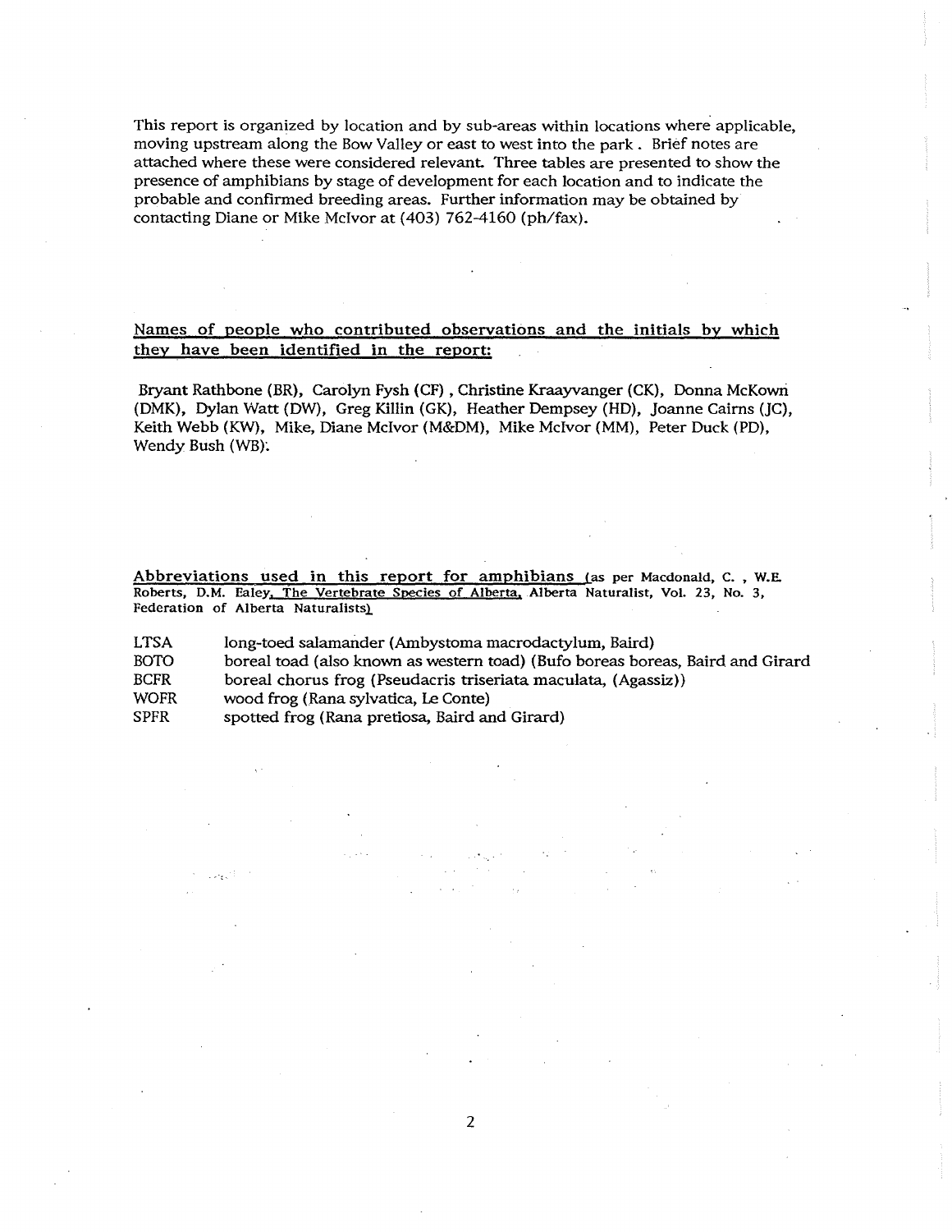This report is organized by location and by sub-areas within locations where applicable, moving upstream along the Bow Valley or east to west into the park . Brief notes are attached where these were considered relevant. Three tables are presented to show the presence of amphibians by stage of development for each location and to indicate the probable and confirmed breeding areas. Further information may be obtained by contacting Diane or Mike McIvor at (403) 762-4160 (ph/fax).

## Names of people who contributed observations and the initials by which they have been identified in the report:

Bryant Rathbone (BR), Carolyn Fysh (CF) , Christine Kraayvanger (CK), Donna McKown (DMK), Dylan Watt (DW), Greg Killin (GK), Heather Dempsey (HD), Joanne Cairns (JC), Keith Webb (KW), Mike, Diane McIvor (M&DM), Mike McIvor (MM), Peter Duck (PD), Wendy Bush (WB):

## Abbreviations used in this report for amphibians (as per Macdonald, C. , W.E. Roberts, D.M. Ealey, The Vertebrate Species of Alberta, Alberta Naturalist, Vol. 23, No. 3, Federation of Alberta Naturalists)

| | |
|---|---|
| LTSA | long-toed salamander (Ambystoma macrodactylum, Baird) |
| BOTO | boreal toad (also known as western toad) (Bufo boreas boreas, Baird and Girard |
| BCFR | boreal chorus frog (Pseudacris triseriata maculata, (Agassiz)) |
| WOFR | wood frog (Rana sylvatica, Le Conte) |
| SPFR | spotted frog (Rana pretiosa, Baird and Girard) |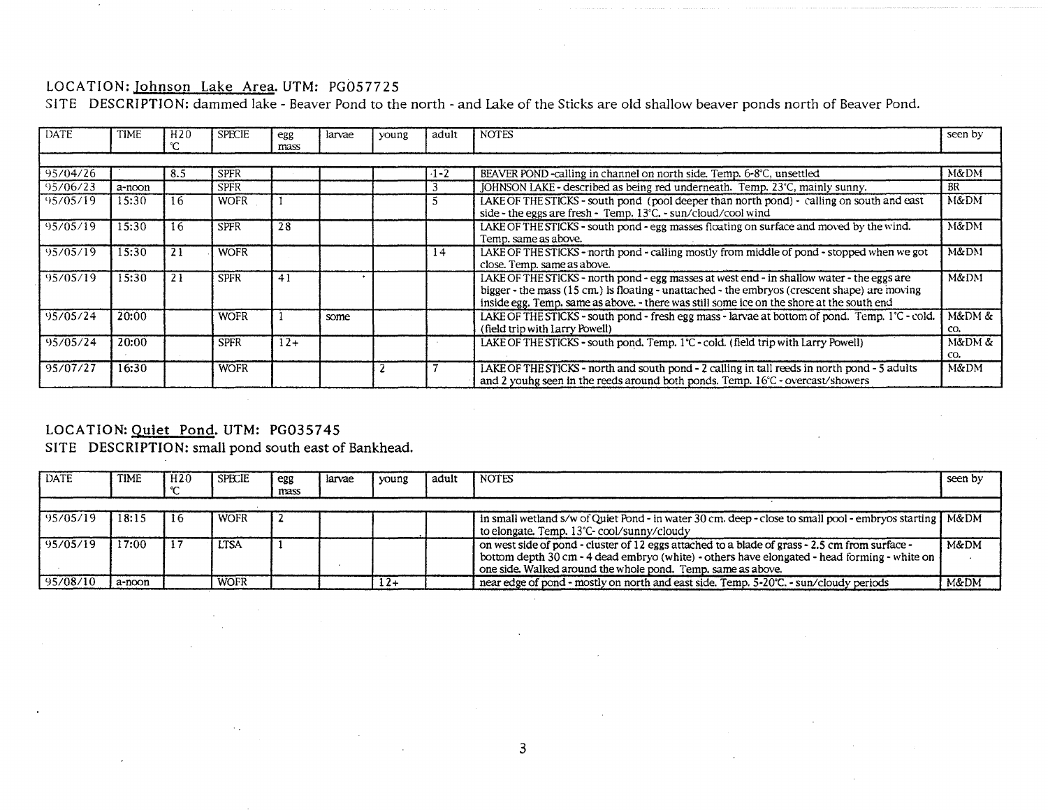LOCATION: Johnson Lake Area. UTM: PG057725

SITE DESCRIPTION: dammed lake - Beaver Pond to the north - and Lake of the Sticks are old shallow beaver ponds north of Beaver Pond.

| DATE | TIME | H20 °C | SPECIE | egg mass | larvae | young | adult | NOTES | seen by |
|---|---|---|---|---|---|---|---|---|---|
| 95/04/26 | | 8.5 | SPFR | | | | 1-2 | BEAVER POND -calling in channel on north side. Temp. 6-8°C, unsettled | M&DM |
| 95/06/23 | a-noon | | SPFR | | | | 3 | JOHNSON LAKE - described as being red underneath. Temp. 23°C, mainly sunny. | BR |
| 95/05/19 | 15:30 | 16 | WOFR | 1 | | | 5 | LAKE OF THE STICKS - south pond (pool deeper than north pond) - calling on south and east side - the eggs are fresh - Temp. 13°C. - sun/cloud/cool wind | M&DM |
| 95/05/19 | 15:30 | 16 | SPFR | 28 | | | | LAKE OF THE STICKS - south pond - egg masses floating on surface and moved by the wind. Temp. same as above. | M&DM |
| 95/05/19 | 15:30 | 21 | WOFR | | | | 14 | LAKE OF THE STICKS - north pond - calling mostly from middle of pond - stopped when we got close. Temp. same as above. | M&DM |
| 95/05/19 | 15:30 | 21 | SPFR | 41 | | | | LAKE OF THE STICKS - north pond - egg masses at west end - in shallow water - the eggs are bigger - the mass (15 cm.) is floating - unattached - the embryos (crescent shape) are moving inside egg. Temp. same as above. - there was still some ice on the shore at the south end | M&DM |
| 95/05/24 | 20:00 | | WOFR | 1 | some | | | LAKE OF THE STICKS - south pond - fresh egg mass - larvae at bottom of pond. Temp. 1°C - cold. (field trip with Larry Powell) | M&DM & co. |
| 95/05/24 | 20:00 | | SPFR | 12+ | | | | LAKE OF THE STICKS - south pond. Temp. 1°C - cold. (field trip with Larry Powell) | M&DM & co. |
| 95/07/27 | 16:30 | | WOFR | | | 2 | 7 | LAKE OF THE STICKS - north and south pond - 2 calling in tall reeds in north pond - 5 adults and 2 youhg seen in the reeds around both ponds. Temp. 16°C - overcast/showers | M&DM |

LOCATION: Quiet Pond. UTM: PG035745

SITE DESCRIPTION: small pond south east of Bankhead.

| DATE | TIME | H20 °C | SPECIE | egg mass | larvae | young | adult | NOTES | seen by |
|---|---|---|---|---|---|---|---|---|---|
| 95/05/19 | 18:15 | 16 | WOFR | 2 | | | | in small wetland s/w of Quiet Pond - in water 30 cm. deep - close to small pool - embryos starting to elongate. Temp. 13°C- cool/sunny/cloudy | M&DM |
| 95/05/19 | 17:00 | 17 | LTSA | 1 | | | | on west side of pond - cluster of 12 eggs attached to a blade of grass - 2.5 cm from surface - bottom depth 30 cm - 4 dead embryo (white) - others have elongated - head forming - white on one side. Walked around the whole pond. Temp. same as above. | M&DM |
| 95/08/10 | a-noon | | WOFR | | | 12+ | | near edge of pond - mostly on north and east side. Temp. 5-20°C. - sun/cloudy periods | M&DM |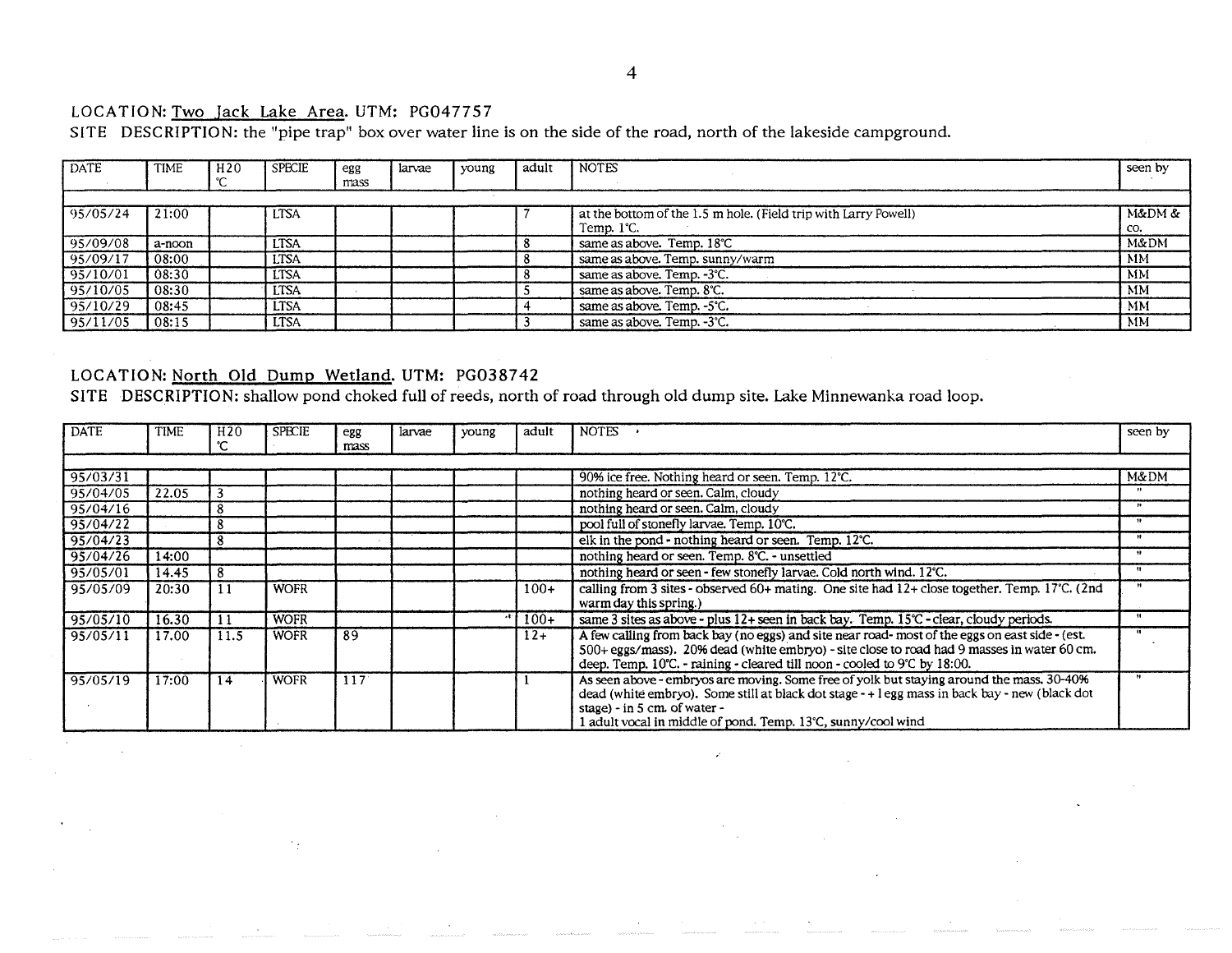LOCATION: Two Jack Lake Area. UTM: PG047757

SITE DESCRIPTION: the "pipe trap" box over water line is on the side of the road, north of the lakeside campground.

| DATE | TIME | H20 °C | SPECIE | egg mass | larvae | young | adult | NOTES | seen by |
|---|---|---|---|---|---|---|---|---|---|
| 95/05/24 | 21:00 | | LTSA | | | | 7 | at the bottom of the 1.5 m hole. (Field trip with Larry Powell) Temp. 1°C. | M&DM & co. |
| 95/09/08 | a-noon | | LTSA | | | | 8 | same as above. Temp. 18°C | M&DM |
| 95/09/17 | 08:00 | | LTSA | | | | 8 | same as above. Temp. sunny/warm | MM |
| 95/10/01 | 08:30 | | LTSA | | | | 8 | same as above. Temp. -3°C. | MM |
| 95/10/05 | 08:30 | | LTSA | | | | 5 | same as above. Temp. 8°C. | MM |
| 95/10/29 | 08:45 | | LTSA | | | | 4 | same as above. Temp. -5°C. | MM |
| 95/11/05 | 08:15 | | LTSA | | | | 3 | same as above. Temp. -3°C. | MM |

LOCATION: North Old Dump Wetland. UTM: PG038742

SITE DESCRIPTION: shallow pond choked full of reeds, north of road through old dump site. Lake Minnewanka road loop.

| DATE | TIME | H20 °C | SPECIE | egg mass | larvae | young | adult | NOTES | seen by |
|---|---|---|---|---|---|---|---|---|---|
| 95/03/31 | | | | | | | | 90% ice free. Nothing heard or seen. Temp. 12°C. | M&DM |
| 95/04/05 | 22.05 | 3 | | | | | | nothing heard or seen. Calm, cloudy | " |
| 95/04/16 | | 8 | | | | | | nothing heard or seen. Calm, cloudy | " |
| 95/04/22 | | 8 | | | | | | pool full of stonefly larvae. Temp. 10°C. | " |
| 95/04/23 | | 8 | | | | | | elk in the pond - nothing heard or seen. Temp. 12°C. | " |
| 95/04/26 | 14:00 | | | | | | | nothing heard or seen. Temp. 8°C. - unsettled | " |
| 95/05/01 | 14.45 | 8 | | | | | | nothing heard or seen - few stonefly larvae. Cold north wind. 12°C. | " |
| 95/05/09 | 20:30 | 11 | WOFR | | | | 100+ | calling from 3 sites - observed 60+ mating. One site had 12+ close together. Temp. 17°C. (2nd warm day this spring.) | " |
| 95/05/10 | 16.30 | 11 | WOFR | | | | 100+ | same 3 sites as above - plus 12+ seen in back bay. Temp. 15°C - clear, cloudy periods. | " |
| 95/05/11 | 17.00 | 11.5 | WOFR | 89 | | | 12+ | A few calling from back bay (no eggs) and site near road- most of the eggs on east side - (est. 500+ eggs/mass). 20% dead (white embryo) - site close to road had 9 masses in water 60 cm. deep. Temp. 10°C. - raining - cleared till noon - cooled to 9°C by 18:00. | " |
| 95/05/19 | 17:00 | 14 | WOFR | 117 | | | 1 | As seen above - embryos are moving. Some free of yolk but staying around the mass. 30-40% dead (white embryo). Some still at black dot stage - + 1 egg mass in back bay - new (black dot stage) - in 5 cm. of water - 1 adult vocal in middle of pond. Temp. 13°C, sunny/cool wind | " |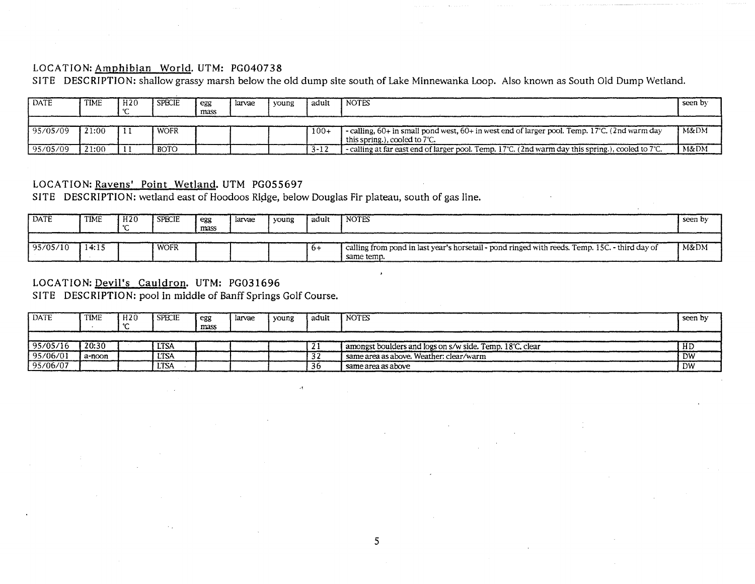LOCATION: Amphibian World. UTM: PG040738

SITE DESCRIPTION: shallow grassy marsh below the old dump site south of Lake Minnewanka Loop. Also known as South Old Dump Wetland.

| DATE | TIME | H20 °C | SPECIE | egg mass | larvae | young | adult | NOTES | seen by |
|---|---|---|---|---|---|---|---|---|---|
| 95/05/09 | 21:00 | 11 | WOFR | | | | 100+ | - calling, 60+ in small pond west, 60+ in west end of larger pool. Temp. 17°C. (2nd warm day this spring.), cooled to 7°C. | M&DM |
| 95/05/09 | 21:00 | 11 | BOTO | | | | 3-12 | - calling at far east end of larger pool. Temp. 17°C. (2nd warm day this spring.), cooled to 7°C. | M&DM |

LOCATION: Ravens' Point Wetland. UTM PG055697

SITE DESCRIPTION: wetland east of Hoodoos Ridge, below Douglas Fir plateau, south of gas line.

| DATE | TIME | H20 °C | SPECIE | egg mass | larvae | young | adult | NOTES | seen by |
|---|---|---|---|---|---|---|---|---|---|
| 95/05/10 | 14:15 | | WOFR | | | | 6+ | calling from pond in last year's horsetail - pond ringed with reeds. Temp. 15C. - third day of same temp. | M&DM |

LOCATION: Devil's Cauldron. UTM: PG031696

SITE DESCRIPTION: pool in middle of Banff Springs Golf Course.

| DATE | TIME | H20 °C | SPECIE | egg mass | larvae | young | adult | NOTES | seen by |
|---|---|---|---|---|---|---|---|---|---|
| 95/05/16 | 20:30 | | LTSA | | | | 21 | amongst boulders and logs on s/w side. Temp. 18°C. clear | HD |
| 95/06/01 | a-noon | | LTSA | | | | 32 | same area as above. Weather: clear/warm | DW |
| 95/06/07 | | | LTSA | | | | 36 | same area as above | DW |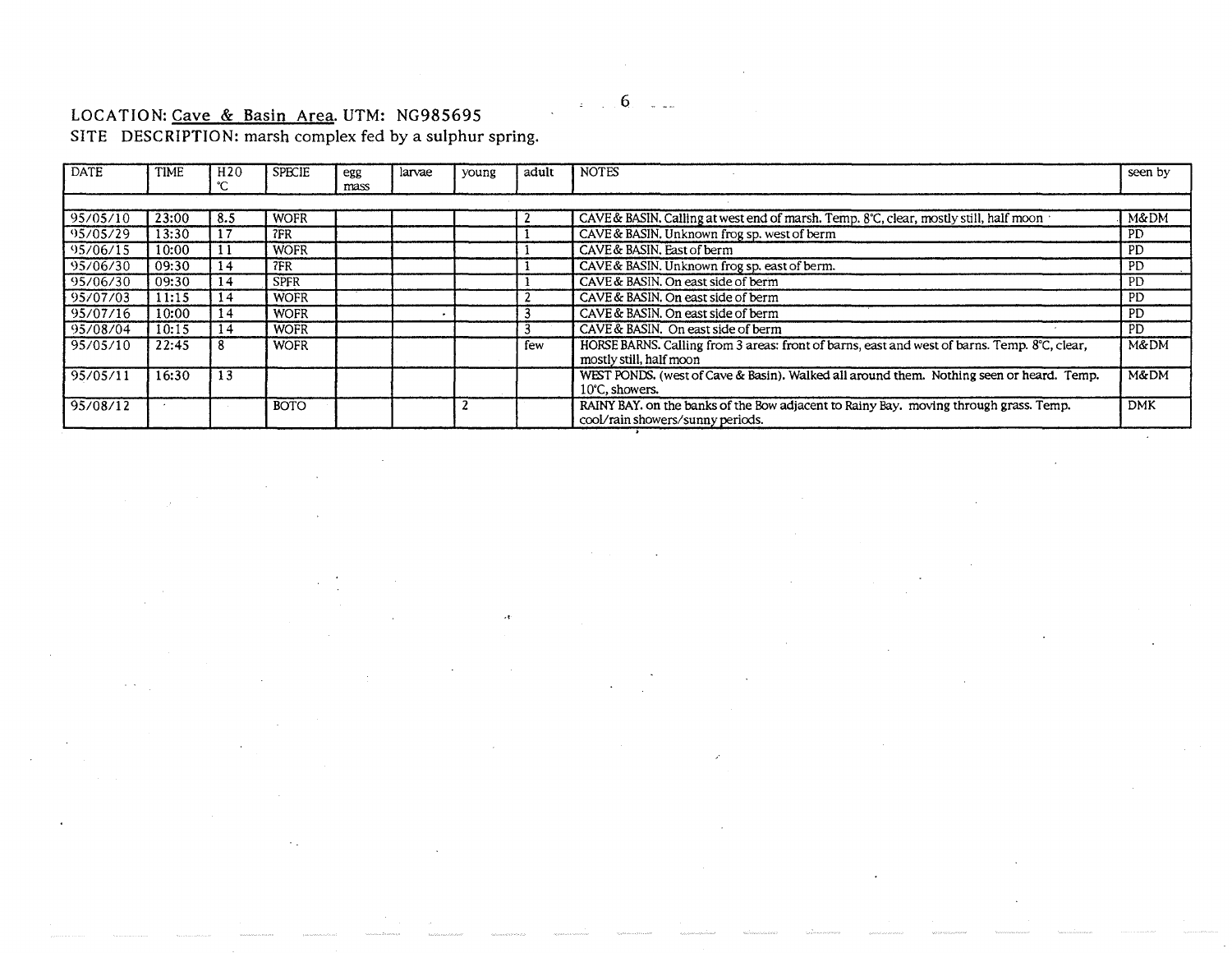LOCATION: Cave & Basin Area. UTM: NG985695

SITE DESCRIPTION: marsh complex fed by a sulphur spring.

| DATE | TIME | H20 °C | SPECIE | egg mass | larvae | young | adult | NOTES | seen by |
|---|---|---|---|---|---|---|---|---|---|
| 95/05/10 | 23:00 | 8.5 | WOFR | | | | 2 | CAVE & BASIN. Calling at west end of marsh. Temp. 8°C, clear, mostly still, half moon | M&DM |
| 95/05/29 | 13:30 | 17 | ?FR | | | | 1 | CAVE & BASIN. Unknown frog sp. west of berm | PD |
| 95/06/15 | 10:00 | 11 | WOFR | | | | 1 | CAVE & BASIN. East of berm | PD |
| 95/06/30 | 09:30 | 14 | ?FR | | | | 1 | CAVE & BASIN. Unknown frog sp. east of berm. | PD |
| 95/06/30 | 09:30 | 14 | SPFR | | | | 1 | CAVE & BASIN. On east side of berm | PD |
| 95/07/03 | 11:15 | 14 | WOFR | | | | 2 | CAVE & BASIN. On east side of berm | PD |
| 95/07/16 | 10:00 | 14 | WOFR | | | | 3 | CAVE & BASIN. On east side of berm | PD |
| 95/08/04 | 10:15 | 14 | WOFR | | | | 3 | CAVE & BASIN. On east side of berm | PD |
| 95/05/10 | 22:45 | 8 | WOFR | | | | few | HORSE BARNS. Calling from 3 areas: front of barns, east and west of barns. Temp. 8°C, clear, mostly still, half moon | M&DM |
| 95/05/11 | 16:30 | 13 | | | | | | WEST PONDS. (west of Cave & Basin). Walked all around them. Nothing seen or heard. Temp. 10°C, showers. | M&DM |
| 95/08/12 | | | BOTO | | | 2 | | RAINY BAY. on the banks of the Bow adjacent to Rainy Bay. moving through grass. Temp. cool/rain showers/sunny periods. | DMK |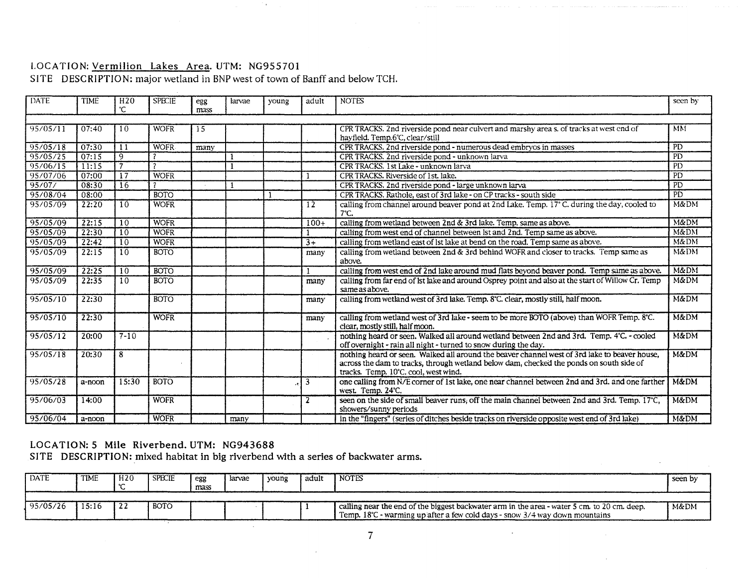LOCATION: Vermilion Lakes Area. UTM: NG955701

SITE DESCRIPTION: major wetland in BNP west of town of Banff and below TCH.

| DATE | TIME | H20 °C | SPECIE | egg mass | larvae | young | adult | NOTES | seen by |
|---|---|---|---|---|---|---|---|---|---|
| 95/05/11 | 07:40 | 10 | WOFR | 15 | | | | CPR TRACKS. 2nd riverside pond near culvert and marshy area s. of tracks at west end of hayfield. Temp.6°C, clear/still | MM |
| 95/05/18 | 07:30 | 11 | WOFR | many | | | | CPR TRACKS. 2nd riverside pond - numerous dead embryos in masses | PD |
| 95/05/25 | 07:15 | 9 | ? | | 1 | | | CPR TRACKS. 2nd riverside pond - unknown larva | PD |
| 95/06/15 | 11:15 | 7 | ? | | 1 | | | CPR TRACKS. 1st Lake - unknown larva | PD |
| 95/07/06 | 07:00 | 17 | WOFR | | | | 1 | CPR TRACKS. Riverside of 1st. lake. | PD |
| 95/07/ | 08:30 | 16 | ? | | 1 | | | CPR TRACKS. 2nd riverside pond - large unknown larva | PD |
| 95/08/04 | 08:00 | | BOTO | | | 1 | | CPR TRACKS. Rathole, east of 3rd lake - on CP tracks - south side | PD |
| 95/05/09 | 22:20 | 10 | WOFR | | | | 12 | calling from channel around beaver pond at 2nd Lake. Temp. 17° C. during the day, cooled to 7°C. | M&DM |
| 95/05/09 | 22:15 | 10 | WOFR | | | | 100+ | calling from wetland between 2nd & 3rd lake. Temp. same as above. | M&DM |
| 95/05/09 | 22:30 | 10 | WOFR | | | | 1 | calling from west end of channel between lst and 2nd. Temp same as above. | M&DM |
| 95/05/09 | 22:42 | 10 | WOFR | | | | 3+ | calling from wetland east of lst lake at bend on the road. Temp same as above. | M&DM |
| 95/05/09 | 22:15 | 10 | BOTO | | | | many | calling from wetland between 2nd & 3rd behind WOFR and closer to tracks. Temp same as above. | M&DM |
| 95/05/09 | 22:25 | 10 | BOTO | | | | 1 | calling from west end of 2nd lake around mud flats beyond beaver pond. Temp same as above. | M&DM |
| 95/05/09 | 22:35 | 10 | BOTO | | | | many | calling from far end of lst lake and around Osprey point and also at the start of Willow Cr. Temp same as above. | M&DM |
| 95/05/10 | 22:30 | | BOTO | | | | many | calling from wetland west of 3rd lake. Temp. 8°C. clear, mostly still, half moon. | M&DM |
| 95/05/10 | 22:30 | | WOFR | | | | many | calling from wetland west of 3rd lake - seem to be more BOTO (above) than WOFR Temp. 8°C. clear, mostly still, half moon. | M&DM |
| 95/05/12 | 20:00 | 7-10 | | | | | | nothing heard or seen. Walked all around wetland between 2nd and 3rd. Temp. 4°C. - cooled off overnight - rain all night - turned to snow during the day. | M&DM |
| 95/05/18 | 20:30 | 8 | | | | | | nothing heard or seen. Walked all around the beaver channel west of 3rd lake to beaver house, across the dam to tracks, through wetland below dam, checked the ponds on south side of tracks. Temp. 10°C. cool, west wind. | M&DM |
| 95/05/28 | a-noon | 15:30 | BOTO | | | | 3 | one calling from N/E corner of 1st lake, one near channel between 2nd and 3rd. and one farther west. Temp. 24°C. | M&DM |
| 95/06/03 | 14:00 | | WOFR | | | | 2 | seen on the side of small beaver runs, off the main channel between 2nd and 3rd. Temp. 17°C, showers/sunny periods | M&DM |
| 95/06/04 | a-noon | | WOFR | | many | | | in the "fingers" (series of ditches beside tracks on riverside opposite west end of 3rd lake) | M&DM |

LOCATION: 5 Mile Riverbend. UTM: NG943688

SITE DESCRIPTION: mixed habitat in big riverbend with a series of backwater arms.

| DATE | TIME | H20 °C | SPECIE | egg mass | larvae | young | adult | NOTES | seen by |
|---|---|---|---|---|---|---|---|---|---|
| 95/05/26 | 15:16 | 22 | BOTO | | | | 1 | calling near the end of the biggest backwater arm in the area - water 5 cm. to 20 cm. deep. Temp. 18°C - warming up after a few cold days - snow 3/4 way down mountains | M&DM |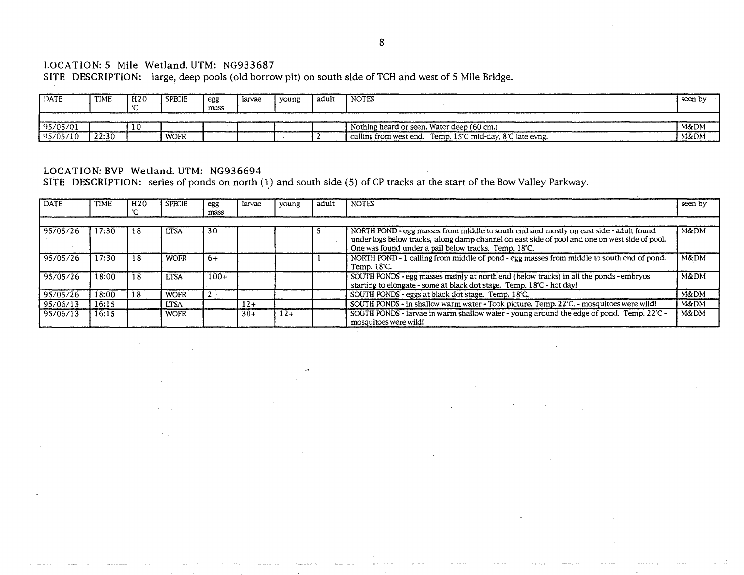LOCATION: 5 Mile Wetland. UTM: NG933687

SITE DESCRIPTION: large, deep pools (old borrow pit) on south side of TCH and west of 5 Mile Bridge.

| DATE | TIME | H20 °C | SPECIE | egg mass | larvae | young | adult | NOTES | seen by |
|---|---|---|---|---|---|---|---|---|---|
| 95/05/01 | | 10 | | | | | | Nothing heard or seen. Water deep (60 cm.) | M&DM |
| 95/05/10 | 22:30 | | WOFR | | | | 2 | calling from west end. Temp. 15°C mid-day, 8°C late evng. | M&DM |

LOCATION: BVP Wetland. UTM: NG936694

SITE DESCRIPTION: series of ponds on north (1) and south side (5) of CP tracks at the start of the Bow Valley Parkway.

| DATE | TIME | H20 °C | SPECIE | egg mass | larvae | young | adult | NOTES | seen by |
|---|---|---|---|---|---|---|---|---|---|
| 95/05/26 | 17:30 | 18 | LTSA | 30 | | | 5 | NORTH POND - egg masses from middle to south end and mostly on east side - adult found under logs below tracks, along damp channel on east side of pool and one on west side of pool. One was found under a pail below tracks. Temp. 18°C. | M&DM |
| 95/05/26 | 17:30 | 18 | WOFR | 6+ | | | 1 | NORTH POND - 1 calling from middle of pond - egg masses from middle to south end of pond. Temp. 18°C. | M&DM |
| 95/05/26 | 18:00 | 18 | LTSA | 100+ | | | | SOUTH PONDS - egg masses mainly at north end (below tracks) in all the ponds - embryos starting to elongate - some at black dot stage. Temp. 18°C - hot day! | M&DM |
| 95/05/26 | 18:00 | 18 | WOFR | 2+ | | | | SOUTH PONDS - eggs at black dot stage. Temp. 18°C. | M&DM |
| 95/06/13 | 16:15 | | LTSA | | 12+ | | | SOUTH PONDS - in shallow warm water - Took picture. Temp. 22°C. - mosquitoes were wild! | M&DM |
| 95/06/13 | 16:15 | | WOFR | | 30+ | 12+ | | SOUTH PONDS - larvae in warm shallow water - young around the edge of pond. Temp. 22°C - mosquitoes were wild! | M&DM |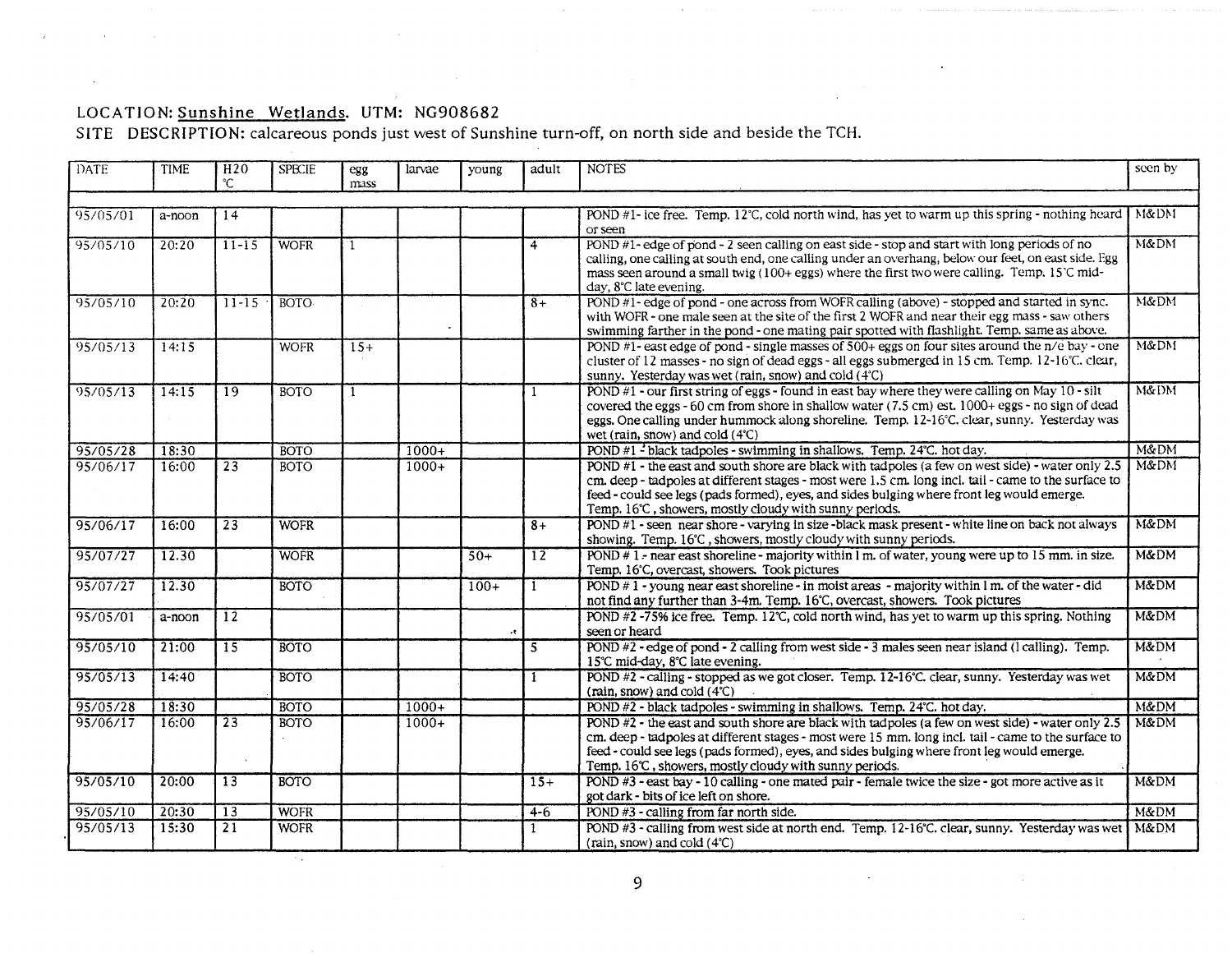LOCATION: Sunshine Wetlands. UTM: NG908682

SITE DESCRIPTION: calcareous ponds just west of Sunshine turn-off, on north side and beside the TCH.

| DATE | TIME | H20 °C | SPECIE | egg mass | larvae | young | adult | NOTES | seen by |
|---|---|---|---|---|---|---|---|---|---|
| 95/05/01 | a-noon | 14 | | | | | | POND #1- ice free. Temp. 12°C, cold north wind, has yet to warm up this spring - nothing heard or seen | M&DM |
| 95/05/10 | 20:20 | 11-15 | WOFR | 1 | | | 4 | POND #1- edge of pond - 2 seen calling on east side - stop and start with long periods of no calling, one calling at south end, one calling under an overhang, below our feet, on east side. Egg mass seen around a small twig (100+ eggs) where the first two were calling. Temp. 15°C mid-day, 8°C late evening. | M&DM |
| 95/05/10 | 20:20 | 11-15 | BOTO | | | | 8+ | POND #1- edge of pond - one across from WOFR calling (above) - stopped and started in sync. with WOFR - one male seen at the site of the first 2 WOFR and near their egg mass - saw others swimming farther in the pond - one mating pair spotted with flashlight. Temp. same as above. | M&DM |
| 95/05/13 | 14:15 | | WOFR | 15+ | | | | POND #1- east edge of pond - single masses of 500+ eggs on four sites around the n/e bay - one cluster of 12 masses - no sign of dead eggs - all eggs submerged in 15 cm. Temp. 12-16°C. clear, sunny. Yesterday was wet (rain, snow) and cold (4°C) | M&DM |
| 95/05/13 | 14:15 | 19 | BOTO | 1 | | | 1 | POND #1 - our first string of eggs - found in east bay where they were calling on May 10 - silt covered the eggs - 60 cm from shore in shallow water (7.5 cm) est. 1000+ eggs - no sign of dead eggs. One calling under hummock along shoreline. Temp. 12-16°C. clear, sunny. Yesterday was wet (rain, snow) and cold (4°C) | M&DM |
| 95/05/28 | 18:30 | | BOTO | | 1000+ | | | POND #1 - black tadpoles - swimming in shallows. Temp. 24°C. hot day. | M&DM |
| 95/06/17 | 16:00 | 23 | BOTO | | 1000+ | | | POND #1 - the east and south shore are black with tadpoles (a few on west side) - water only 2.5 cm. deep - tadpoles at different stages - most were 1.5 cm. long incl. tail - came to the surface to feed - could see legs (pads formed), eyes, and sides bulging where front leg would emerge. Temp. 16°C , showers, mostly cloudy with sunny periods. | M&DM |
| 95/06/17 | 16:00 | 23 | WOFR | | | | 8+ | POND #1 - seen near shore - varying in size -black mask present - white line on back not always showing. Temp. 16°C , showers, mostly cloudy with sunny periods. | M&DM |
| 95/07/27 | 12.30 | | WOFR | | | 50+ | 12 | POND # 1 - near east shoreline - majority within I m. of water, young were up to 15 mm. in size. Temp. 16°C, overcast, showers. Took pictures | M&DM |
| 95/07/27 | 12.30 | | BOTO | | | 100+ | 1 | POND # 1 - young near east shoreline - in moist areas - majority within l m. of the water - did not find any further than 3-4m. Temp. 16°C, overcast, showers. Took pictures | M&DM |
| 95/05/01 | a-noon | 12 | | | | | | POND #2 -75% ice free. Temp. 12°C, cold north wind, has yet to warm up this spring. Nothing seen or heard | M&DM |
| 95/05/10 | 21:00 | 15 | BOTO | | | | 5 | POND #2 - edge of pond - 2 calling from west side - 3 males seen near island (1 calling). Temp. 15°C mid-day, 8°C late evening. | M&DM |
| 95/05/13 | 14:40 | | BOTO | | | | 1 | POND #2 - calling - stopped as we got closer. Temp. 12-16°C. clear, sunny. Yesterday was wet (rain, snow) and cold (4°C) | M&DM |
| 95/05/28 | 18:30 | | BOTO | | 1000+ | | | POND #2 - black tadpoles - swimming in shallows. Temp. 24°C. hot day. | M&DM |
| 95/06/17 | 16:00 | 23 | BOTO | | 1000+ | | | POND #2 - the east and south shore are black with tadpoles (a few on west side) - water only 2.5 cm. deep - tadpoles at different stages - most were 15 mm. long incl. tail - came to the surface to feed - could see legs (pads formed), eyes, and sides bulging where front leg would emerge. Temp. 16°C , showers, mostly cloudy with sunny periods. | M&DM |
| 95/05/10 | 20:00 | 13 | BOTO | | | | 15+ | POND #3 - east bay - 10 calling - one mated pair - female twice the size - got more active as it got dark - bits of ice left on shore. | M&DM |
| 95/05/10 | 20:30 | 13 | WOFR | | | | 4-6 | POND #3 - calling from far north side. | M&DM |
| 95/05/13 | 15:30 | 21 | WOFR | | | | 1 | POND #3 - calling from west side at north end. Temp. 12-16°C. clear, sunny. Yesterday was wet (rain, snow) and cold (4°C) | M&DM |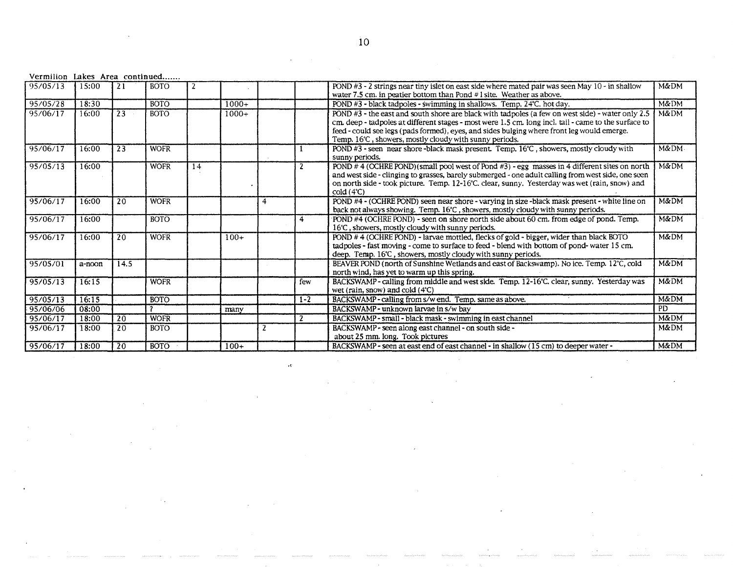Vermilion Lakes Area continued.......

| | | | | | | | | | |
|---|---|---|---|---|---|---|---|---|---|
| 95/05/13 | 15:00 | 21 | BOTO | 2 | | | | POND #3 - 2 strings near tiny islet on east side where mated pair was seen May 10 - in shallow water 7.5 cm. in peatier bottom than Pond # 1 site. Weather as above. | M&DM |
| 95/05/28 | 18:30 | | BOTO | | 1000+ | | | POND #3 - black tadpoles - swimming in shallows. Temp. 24°C. hot day. | M&DM |
| 95/06/17 | 16:00 | 23 | BOTO | | 1000+ | | | POND #3 - the east and south shore are black with tadpoles (a few on west side) - water only 2.5 cm. deep - tadpoles at different stages - most were 1.5 cm. long incl. tail - came to the surface to feed - could see legs (pads formed), eyes, and sides bulging where front leg would emerge. Temp. 16°C, showers, mostly cloudy with sunny periods. | M&DM |
| 95/06/17 | 16:00 | 23 | WOFR | | | | 1 | POND #3 - seen near shore -black mask present. Temp. 16°C, showers, mostly cloudy with sunny periods. | M&DM |
| 95/05/13 | 16:00 | | WOFR | 14 | | | 2 | POND # 4 (OCHRE POND)(small pool west of Pond #3) - egg masses in 4 different sites on north and west side - clinging to grasses, barely submerged - one adult calling from west side, one seen on north side - took picture. Temp. 12-16°C. clear, sunny. Yesterday was wet (rain, snow) and cold (4°C) | M&DM |
| 95/06/17 | 16:00 | 20 | WOFR | | | 4 | | POND #4 - (OCHRE POND) seen near shore - varying in size -black mask present - white line on back not always showing. Temp. 16°C, showers, mostly cloudy with sunny periods. | M&DM |
| 95/06/17 | 16:00 | | BOTO | | | | 4 | POND #4 (OCHRE POND) - seen on shore north side about 60 cm. from edge of pond. Temp. 16°C, showers, mostly cloudy with sunny periods. | M&DM |
| 95/06/17 | 16:00 | 20 | WOFR | | 100+ | | | POND # 4 (OCHRE POND) - larvae mottled, flecks of gold - bigger, wider than black BOTO tadpoles - fast moving - come to surface to feed - blend with bottom of pond- water 15 cm. deep. Temp. 16°C, showers, mostly cloudy with sunny periods. | M&DM |
| 95/05/01 | a-noon | 14.5 | | | | | | BEAVER POND (north of Sunshine Wetlands and east of Backswamp). No ice. Temp. 12°C, cold north wind, has yet to warm up this spring. | M&DM |
| 95/05/13 | 16:15 | | WOFR | | | | few | BACKSWAMP - calling from middle and west side. Temp. 12-16°C. clear, sunny. Yesterday was wet (rain, snow) and cold (4°C) | M&DM |
| 95/05/13 | 16:15 | | BOTO | | | | 1-2 | BACKSWAMP - calling from s/w end. Temp. same as above. | M&DM |
| 95/06/06 | 08:00 | | ? | | many | | | BACKSWAMP - unknown larvae in s/w bay | PD |
| 95/06/17 | 18:00 | 20 | WOFR | | | | 2 | BACKSWAMP - small - black mask - swimming in east channel | M&DM |
| 95/06/17 | 18:00 | 20 | BOTO | | | 2 | | BACKSWAMP - seen along east channel - on south side - about 25 mm. long. Took pictures | M&DM |
| 95/06/17 | 18:00 | 20 | BOTO | | 100+ | | | BACKSWAMP - seen at east end of east channel - in shallow (15 cm) to deeper water - | M&DM |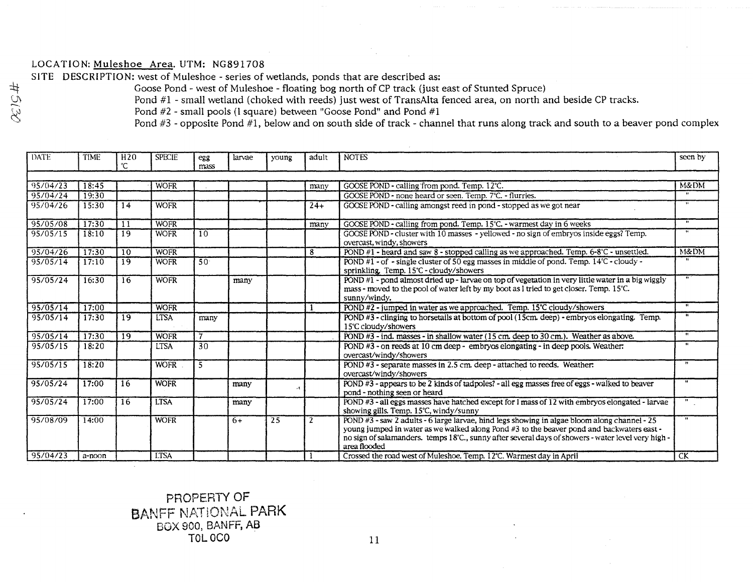LOCATION: Muleshoe Area. UTM: NG891708

SITE DESCRIPTION: west of Muleshoe - series of wetlands, ponds that are described as:

Goose Pond - west of Muleshoe - floating bog north of CP track (just east of Stunted Spruce)
Pond #1 - small wetland (choked with reeds) just west of TransAlta fenced area, on north and beside CP tracks.
Pond #2 - small pools (1 square) between "Goose Pond" and Pond #1
Pond #3 - opposite Pond #1, below and on south side of track - channel that runs along track and south to a beaver pond complex

#5130

| DATE | TIME | H20 °C | SPECIE | egg mass | larvae | young | adult | NOTES | seen by |
|---|---|---|---|---|---|---|---|---|---|
| 95/04/23 | 18:45 | | WOFR | | | | many | GOOSE POND - calling from pond. Temp. 12°C. | M&DM |
| 95/04/24 | 19:30 | | | | | | | GOOSE POND - none heard or seen. Temp. 7°C. - flurries. | " |
| 95/04/26 | 15:30 | 14 | WOFR | | | | 24+ | GOOSE POND - calling amongst reed in pond - stopped as we got near | " |
| 95/05/08 | 17:30 | 11 | WOFR | | | | many | GOOSE POND - calling from pond. Temp. 15°C. - warmest day in 6 weeks | " |
| 95/05/15 | 18:10 | 19 | WOFR | 10 | | | | GOOSE POND - cluster with 10 masses - yellowed - no sign of embryos inside eggs? Temp. overcast, windy, showers | " |
| 95/04/26 | 17:30 | 10 | WOFR | | | | 8 | POND #1 - heard and saw 8 - stopped calling as we approached. Temp. 6-8°C - unsettled. | M&DM |
| 95/05/14 | 17:10 | 19 | WOFR | 50 | | | | POND #1 - of - single cluster of 50 egg masses in middle of pond. Temp. 14°C - cloudy - sprinkling. Temp. 15°C - cloudy/showers | " |
| 95/05/24 | 16:30 | 16 | WOFR | | many | | | POND #1 - pond almost dried up - larvae on top of vegetation in very little water in a big wiggly mass - moved to the pool of water left by my boot as I tried to get closer. Temp. 15°C. sunny/windy. | " |
| 95/05/14 | 17:00 | | WOFR | | | | 1 | POND #2 - jumped in water as we approached. Temp. 15°C cloudy/showers | " |
| 95/05/14 | 17:30 | 19 | LTSA | many | | | | POND #3 - clinging to horsetails at bottom of pool (15cm. deep) - embryos elongating. Temp. 15°C cloudy/showers | " |
| 95/05/14 | 17:30 | 19 | WOFR | 7 | | | | POND #3 - ind. masses - in shallow water (15 cm. deep to 30 cm.). Weather as above. | " |
| 95/05/15 | 18:20 | | LTSA | 30 | | | | POND #3 - on reeds at 10 cm deep - embryos elongating - in deep pools. Weather: overcast/windy/showers | " |
| 95/05/15 | 18:20 | | WOFR | 5 | | | | POND #3 - separate masses in 2.5 cm. deep - attached to reeds. Weather: overcast/windy/showers | " |
| 95/05/24 | 17:00 | 16 | WOFR | | many | | | POND #3 - appears to be 2 kinds of tadpoles? - all egg masses free of eggs - walked to beaver pond - nothing seen or heard | " |
| 95/05/24 | 17:00 | 16 | LTSA | | many | | | POND #3 - all eggs masses have hatched except for 1 mass of 12 with embryos elongated - larvae showing gills. Temp. 15°C, windy/sunny | " |
| 95/08/09 | 14:00 | | WOFR | | 6+ | 25 | 2 | POND #3 - saw 2 adults - 6 large larvae, hind legs showing in algae bloom along channel - 25 young jumped in water as we walked along Pond #3 to the beaver pond and backwaters east - no sign of salamanders. temps 18°C., sunny after several days of showers - water level very high - area flooded | " |
| 95/04/23 | a-noon | | LTSA | | | | 1 | Crossed the road west of Muleshoe. Temp. 12°C. Warmest day in April | CK |

PROPERTY OF
BANFF NATIONAL PARK
BOX 900, BANFF, AB
T0L 0C0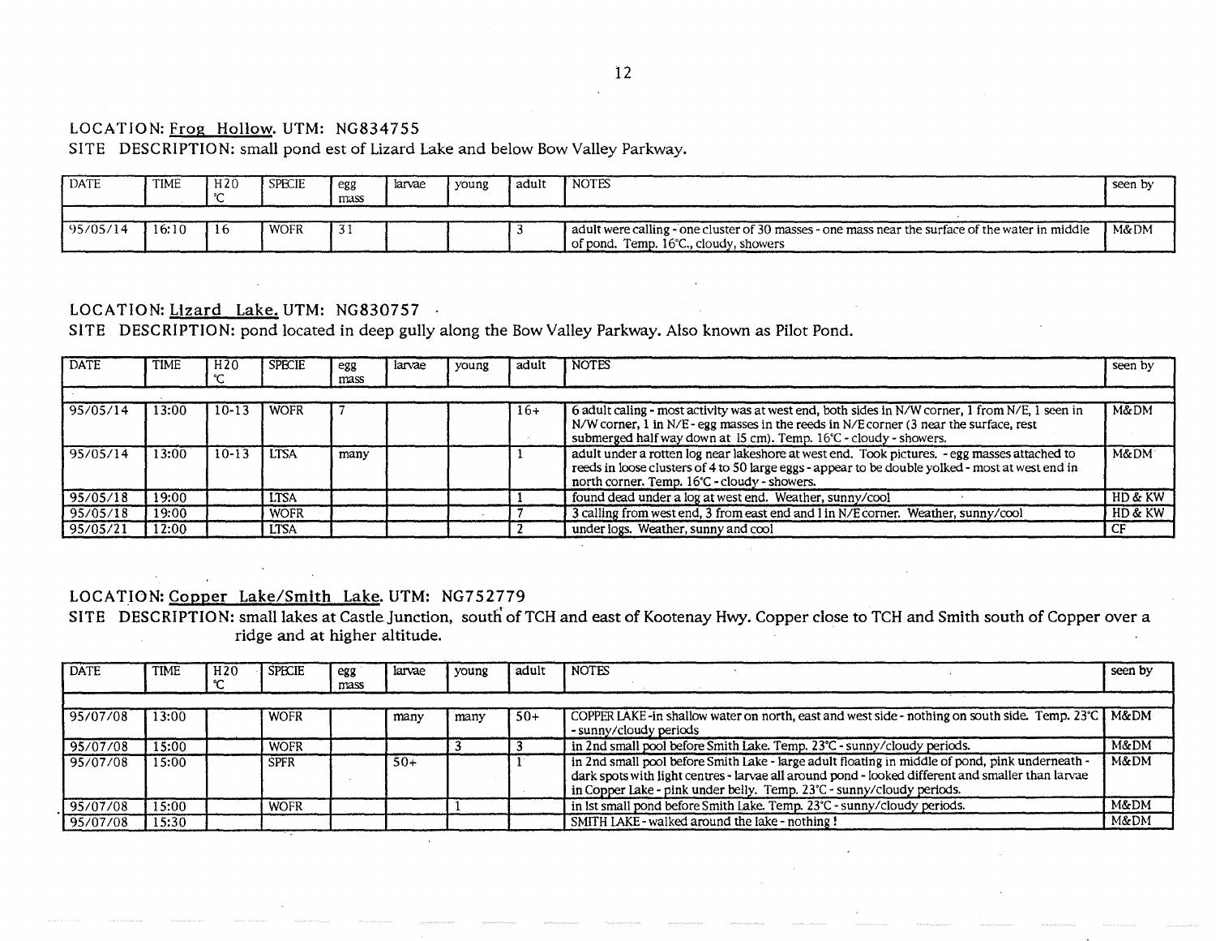LOCATION: Frog Hollow. UTM: NG834755

SITE DESCRIPTION: small pond est of Lizard Lake and below Bow Valley Parkway.

| DATE | TIME | H20 °C | SPECIE | egg mass | larvae | young | adult | NOTES | seen by |
|---|---|---|---|---|---|---|---|---|---|
| 95/05/14 | 16:10 | 16 | WOFR | 31 | | | 3 | adult were calling - one cluster of 30 masses - one mass near the surface of the water in middle of pond. Temp. 16°C., cloudy, showers | M&DM |

LOCATION: Lizard Lake. UTM: NG830757

SITE DESCRIPTION: pond located in deep gully along the Bow Valley Parkway. Also known as Pilot Pond.

| DATE | TIME | H20 °C | SPECIE | egg mass | larvae | young | adult | NOTES | seen by |
|---|---|---|---|---|---|---|---|---|---|
| 95/05/14 | 13:00 | 10-13 | WOFR | 7 | | | 16+ | 6 adult caling - most activity was at west end, both sides in N/W corner, 1 from N/E, 1 seen in N/W corner, 1 in N/E - egg masses in the reeds in N/E corner (3 near the surface, rest submerged half way down at 15 cm). Temp. 16°C - cloudy - showers. | M&DM |
| 95/05/14 | 13:00 | 10-13 | LTSA | many | | | 1 | adult under a rotten log near lakeshore at west end. Took pictures. - egg masses attached to reeds in loose clusters of 4 to 50 large eggs - appear to be double yolked - most at west end in north corner. Temp. 16°C - cloudy - showers. | M&DM |
| 95/05/18 | 19:00 | | LTSA | | | | 1 | found dead under a log at west end. Weather, sunny/cool | HD & KW |
| 95/05/18 | 19:00 | | WOFR | | | | 7 | 3 calling from west end, 3 from east end and 1 in N/E corner. Weather, sunny/cool | HD & KW |
| 95/05/21 | 12:00 | | LTSA | | | | 2 | under logs. Weather, sunny and cool | CF |

LOCATION: Copper Lake/Smith Lake. UTM: NG752779

SITE DESCRIPTION: small lakes at Castle Junction, south of TCH and east of Kootenay Hwy. Copper close to TCH and Smith south of Copper over a ridge and at higher altitude.

| DATE | TIME | H20 °C | SPECIE | egg mass | larvae | young | adult | NOTES | seen by |
|---|---|---|---|---|---|---|---|---|---|
| 95/07/08 | 13:00 | | WOFR | | many | many | 50+ | COPPER LAKE -in shallow water on north, east and west side - nothing on south side. Temp. 23°C - sunny/cloudy periods | M&DM |
| 95/07/08 | 15:00 | | WOFR | | | 3 | 3 | in 2nd small pool before Smith Lake. Temp. 23°C - sunny/cloudy periods. | M&DM |
| 95/07/08 | 15:00 | | SPFR | | 50+ | | 1 | in 2nd small pool before Smith Lake - large adult floating in middle of pond, pink underneath - dark spots with light centres - larvae all around pond - looked different and smaller than larvae in Copper Lake - pink under belly. Temp. 23°C - sunny/cloudy periods. | M&DM |
| 95/07/08 | 15:00 | | WOFR | | | 1 | | in 1st small pond before Smith Lake. Temp. 23°C - sunny/cloudy periods. | M&DM |
| 95/07/08 | 15:30 | | | | | | | SMITH LAKE - walked around the lake - nothing ! | M&DM |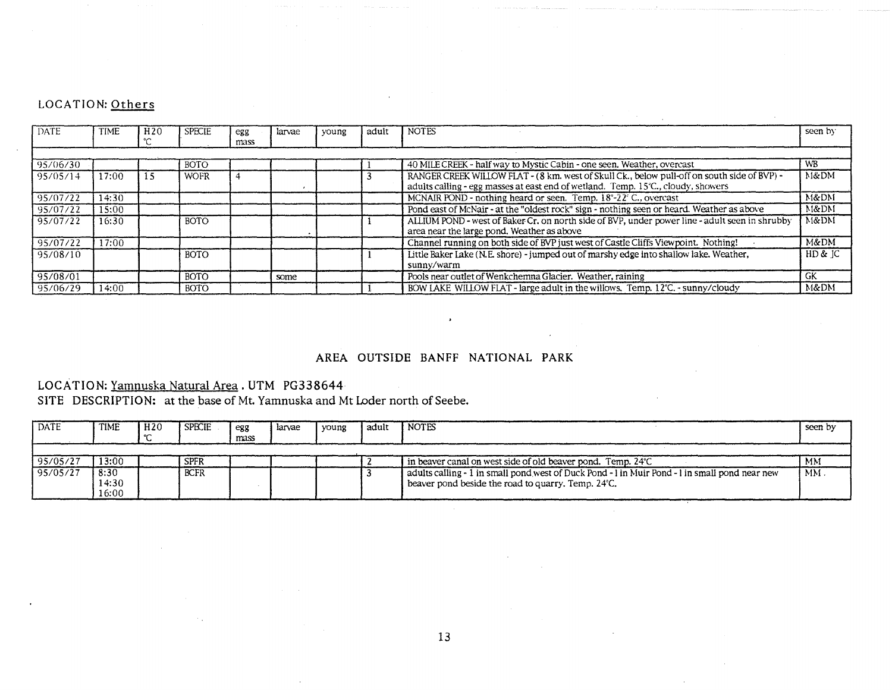LOCATION: Others

| DATE | TIME | H20 °C | SPECIE | egg mass | larvae | young | adult | NOTES | seen by |
|---|---|---|---|---|---|---|---|---|---|
| 95/06/30 | | | BOTO | | | | 1 | 40 MILE CREEK - half way to Mystic Cabin - one seen. Weather, overcast | WB |
| 95/05/14 | 17:00 | 15 | WOFR | 4 | | | 3 | RANGER CREEK WILLOW FLAT - (8 km. west of Skull Ck., below pull-off on south side of BVP) - adults calling - egg masses at east end of wetland. Temp. 15°C., cloudy, showers | M&DM |
| 95/07/22 | 14:30 | | | | | | | MCNAIR POND - nothing heard or seen. Temp. 18°-22° C., overcast | M&DM |
| 95/07/22 | 15:00 | | | | | | | Pond east of McNair - at the "oldest rock" sign - nothing seen or heard. Weather as above | M&DM |
| 95/07/22 | 16:30 | | BOTO | | | | 1 | ALLIUM POND - west of Baker Cr. on north side of BVP, under power line - adult seen in shrubby area near the large pond. Weather as above | M&DM |
| 95/07/22 | 17:00 | | | | | | | Channel running on both side of BVP just west of Castle Cliffs Viewpoint. Nothing! | M&DM |
| 95/08/10 | | | BOTO | | | | 1 | Little Baker Lake (N.E. shore) - jumped out of marshy edge into shallow lake. Weather, sunny/warm | HD & JC |
| 95/08/01 | | | BOTO | | some | | | Pools near outlet of Wenkchemna Glacier. Weather, raining | GK |
| 95/06/29 | 14:00 | | BOTO | | | | 1 | BOW LAKE WILLOW FLAT - large adult in the willows. Temp. 12°C. - sunny/cloudy | M&DM |

## AREA OUTSIDE BANFF NATIONAL PARK

LOCATION: Yamnuska Natural Area . UTM PG338644

SITE DESCRIPTION: at the base of Mt. Yamnuska and Mt Loder north of Seebe.

| DATE | TIME | H20 °C | SPECIE | egg mass | larvae | young | adult | NOTES | seen by |
|---|---|---|---|---|---|---|---|---|---|
| 95/05/27 | 13:00 | | SPFR | | | | 2 | in beaver canal on west side of old beaver pond. Temp. 24°C | MM |
| 95/05/27 | 8:30 14:30 16:00 | | BCFR | | | | 3 | adults calling - 1 in small pond west of Duck Pond - 1 in Muir Pond - 1 in small pond near new beaver pond beside the road to quarry. Temp. 24°C. | MM |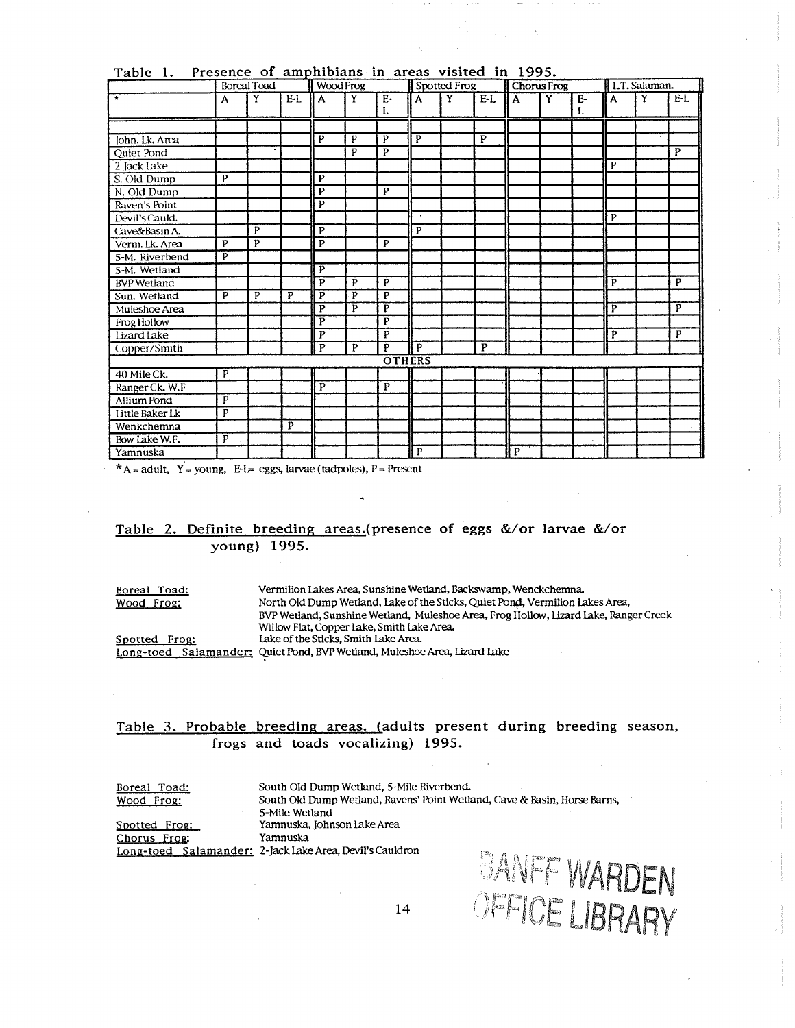Table 1. Presence of amphibians in areas visited in 1995.

| * | Boreal Toad | | | Wood Frog | | | Spotted Frog | | | Chorus Frog | | | L.T. Salaman. | | |
|---|---|---|---|---|---|---|---|---|---|---|---|---|---|---|---|
| | A | Y | E-L | A | Y | E-L | A | Y | E-L | A | Y | E-L | A | Y | E-L |
| John. Lk. Area | | | | P | P | P | P | | P | | | | | | |
| Quiet Pond | | | | | P | P | | | | | | | | | P |
| 2 Jack Lake | | | | | | | | | | | | | P | | |
| S. Old Dump | P | | | P | | | | | | | | | | | |
| N. Old Dump | | | | P | | P | | | | | | | | | |
| Raven's Point | | | | P | | | | | | | | | | | |
| Devil's Cauld. | | | | | | | | | | | | | P | | |
| Cave&Basin A. | | P | | P | | | P | | | | | | | | |
| Verm. Lk. Area | P | P | | P | | P | | | | | | | | | |
| 5-M. Riverbend | P | | | | | | | | | | | | | | |
| 5-M. Wetland | | | | P | | | | | | | | | | | |
| BVP Wetland | | | | P | P | P | | | | | | | P | | P |
| Sun. Wetland | P | P | P | P | P | P | | | | | | | | | |
| Muleshoe Area | | | | P | P | P | | | | | | | P | | P |
| Frog Hollow | | | | P | | P | | | | | | | | | |
| Lizard Lake | | | | P | | P | | | | | | | P | | P |
| Copper/Smith | | | | P | P | P | P | | P | | | | | | |
| OTHERS | | | | | | | | | | | | | | | |
| 40 Mile Ck. | P | | | | | | | | | | | | | | |
| Ranger Ck. W.F | | | | P | | P | | | | | | | | | |
| Allium Pond | P | | | | | | | | | | | | | | |
| Little Baker Lk | P | | | | | | | | | | | | | | |
| Wenkchemna | | | P | | | | | | | | | | | | |
| Bow Lake W.F. | P | | | | | | | | | | | | | | |
| Yamnuska | | | | | | | P | | | P | | | | | |

*A = adult, Y = young, E-L= eggs, larvae (tadpoles), P = Present

## Table 2. Definite breeding areas.(presence of eggs &/or larvae &/or young) 1995.

| | |
|---|---|
| Boreal Toad: | Vermilion Lakes Area, Sunshine Wetland, Backswamp, Wenckchemna. |
| Wood Frog: | North Old Dump Wetland, Lake of the Sticks, Quiet Pond, Vermilion Lakes Area, BVP Wetland, Sunshine Wetland, Muleshoe Area, Frog Hollow, Lizard Lake, Ranger Creek Willow Flat, Copper Lake, Smith Lake Area. |
| Spotted Frog: | Lake of the Sticks, Smith Lake Area. |
| Long-toed Salamander: | Quiet Pond, BVP Wetland, Muleshoe Area, Lizard Lake |

## Table 3. Probable breeding areas. (adults present during breeding season, frogs and toads vocalizing) 1995.

| | |
|---|---|
| Boreal Toad: | South Old Dump Wetland, 5-Mile Riverbend. |
| Wood Frog: | South Old Dump Wetland, Ravens' Point Wetland, Cave & Basin, Horse Barns, 5-Mile Wetland |
| Spotted Frog: | Yamnuska, Johnson Lake Area |
| Chorus Frog: | Yamnuska |
| Long-toed Salamander: | 2-Jack Lake Area, Devil's Cauldron |

BANFF WARDEN OFFICE LIBRARY